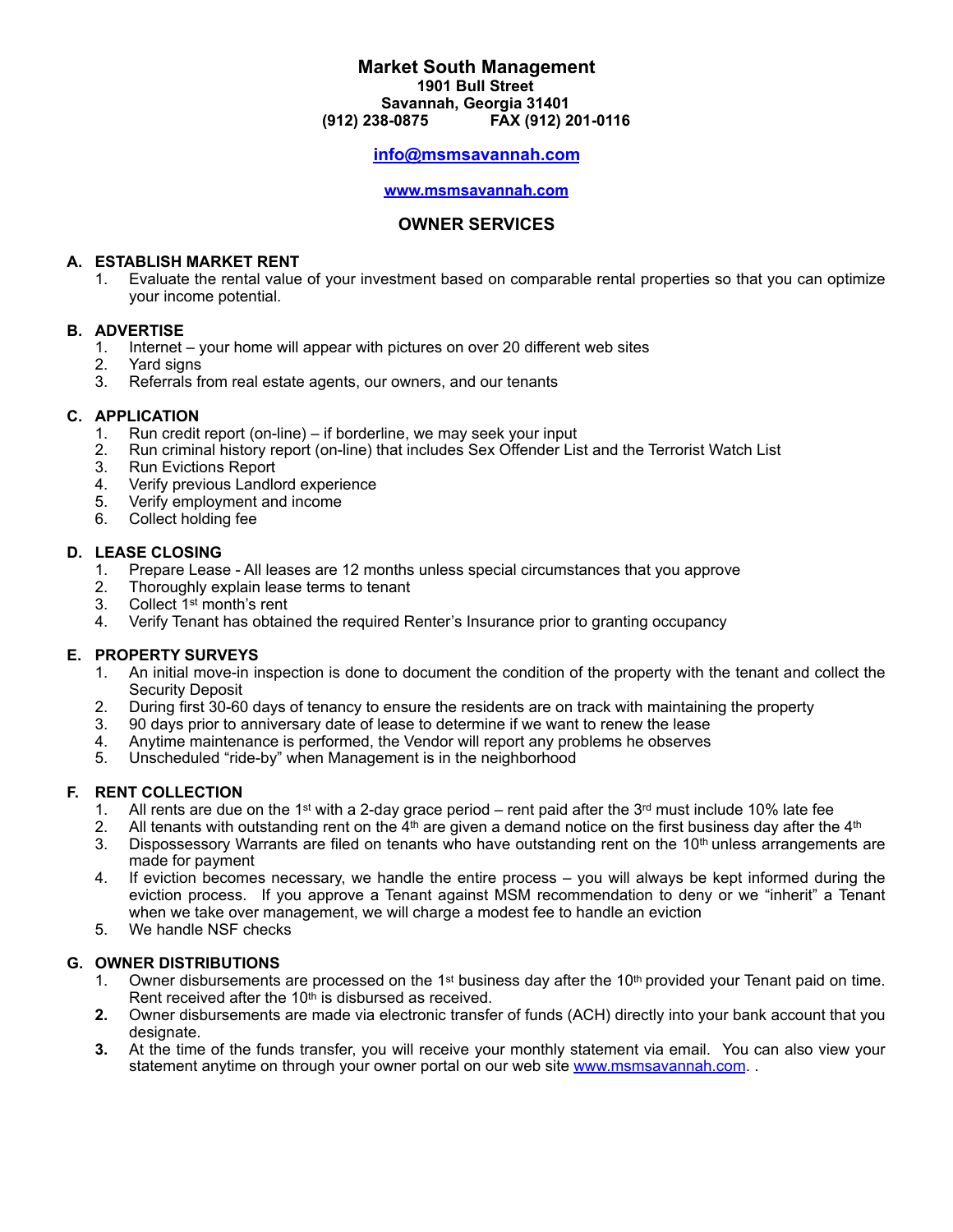# Market South Management

**1901 Bull Street**
**Savannah, Georgia 31401**
**(912) 238-0875 FAX (912) 201-0116**

**info@msmsavannah.com**

**www.msmsavannah.com**

## OWNER SERVICES

### A. ESTABLISH MARKET RENT

1. Evaluate the rental value of your investment based on comparable rental properties so that you can optimize your income potential.

### B. ADVERTISE

1. Internet – your home will appear with pictures on over 20 different web sites
2. Yard signs
3. Referrals from real estate agents, our owners, and our tenants

### C. APPLICATION

1. Run credit report (on-line) – if borderline, we may seek your input
2. Run criminal history report (on-line) that includes Sex Offender List and the Terrorist Watch List
3. Run Evictions Report
4. Verify previous Landlord experience
5. Verify employment and income
6. Collect holding fee

### D. LEASE CLOSING

1. Prepare Lease - All leases are 12 months unless special circumstances that you approve
2. Thoroughly explain lease terms to tenant
3. Collect 1st month's rent
4. Verify Tenant has obtained the required Renter's Insurance prior to granting occupancy

### E. PROPERTY SURVEYS

1. An initial move-in inspection is done to document the condition of the property with the tenant and collect the Security Deposit
2. During first 30-60 days of tenancy to ensure the residents are on track with maintaining the property
3. 90 days prior to anniversary date of lease to determine if we want to renew the lease
4. Anytime maintenance is performed, the Vendor will report any problems he observes
5. Unscheduled "ride-by" when Management is in the neighborhood

### F. RENT COLLECTION

1. All rents are due on the 1st with a 2-day grace period – rent paid after the 3rd must include 10% late fee
2. All tenants with outstanding rent on the 4th are given a demand notice on the first business day after the 4th
3. Dispossessory Warrants are filed on tenants who have outstanding rent on the 10th unless arrangements are made for payment
4. If eviction becomes necessary, we handle the entire process – you will always be kept informed during the eviction process. If you approve a Tenant against MSM recommendation to deny or we "inherit" a Tenant when we take over management, we will charge a modest fee to handle an eviction
5. We handle NSF checks

### G. OWNER DISTRIBUTIONS

1. Owner disbursements are processed on the 1st business day after the 10th provided your Tenant paid on time. Rent received after the 10th is disbursed as received.
2. Owner disbursements are made via electronic transfer of funds (ACH) directly into your bank account that you designate.
3. At the time of the funds transfer, you will receive your monthly statement via email. You can also view your statement anytime on through your owner portal on our web site www.msmsavannah.com. .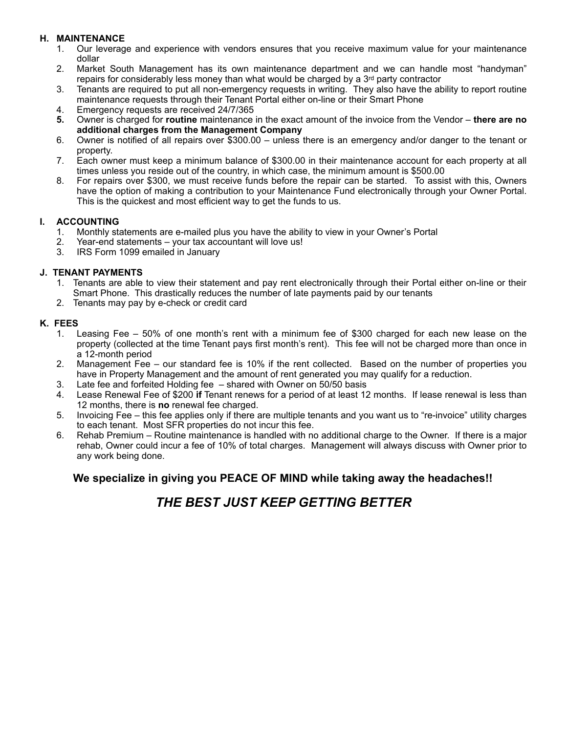### H. MAINTENANCE

1. Our leverage and experience with vendors ensures that you receive maximum value for your maintenance dollar
2. Market South Management has its own maintenance department and we can handle most "handyman" repairs for considerably less money than what would be charged by a 3rd party contractor
3. Tenants are required to put all non-emergency requests in writing. They also have the ability to report routine maintenance requests through their Tenant Portal either on-line or their Smart Phone
4. Emergency requests are received 24/7/365
5. Owner is charged for **routine** maintenance in the exact amount of the invoice from the Vendor – **there are no additional charges from the Management Company**
6. Owner is notified of all repairs over $300.00 – unless there is an emergency and/or danger to the tenant or property.
7. Each owner must keep a minimum balance of $300.00 in their maintenance account for each property at all times unless you reside out of the country, in which case, the minimum amount is $500.00
8. For repairs over $300, we must receive funds before the repair can be started. To assist with this, Owners have the option of making a contribution to your Maintenance Fund electronically through your Owner Portal. This is the quickest and most efficient way to get the funds to us.

### I. ACCOUNTING

1. Monthly statements are e-mailed plus you have the ability to view in your Owner's Portal
2. Year-end statements – your tax accountant will love us!
3. IRS Form 1099 emailed in January

### J. TENANT PAYMENTS

1. Tenants are able to view their statement and pay rent electronically through their Portal either on-line or their Smart Phone. This drastically reduces the number of late payments paid by our tenants
2. Tenants may pay by e-check or credit card

### K. FEES

1. Leasing Fee – 50% of one month's rent with a minimum fee of $300 charged for each new lease on the property (collected at the time Tenant pays first month's rent). This fee will not be charged more than once in a 12-month period
2. Management Fee – our standard fee is 10% if the rent collected. Based on the number of properties you have in Property Management and the amount of rent generated you may qualify for a reduction.
3. Late fee and forfeited Holding fee – shared with Owner on 50/50 basis
4. Lease Renewal Fee of $200 **if** Tenant renews for a period of at least 12 months. If lease renewal is less than 12 months, there is **no** renewal fee charged.
5. Invoicing Fee – this fee applies only if there are multiple tenants and you want us to "re-invoice" utility charges to each tenant. Most SFR properties do not incur this fee.
6. Rehab Premium – Routine maintenance is handled with no additional charge to the Owner. If there is a major rehab, Owner could incur a fee of 10% of total charges. Management will always discuss with Owner prior to any work being done.

**We specialize in giving you PEACE OF MIND while taking away the headaches!!**

***THE BEST JUST KEEP GETTING BETTER***